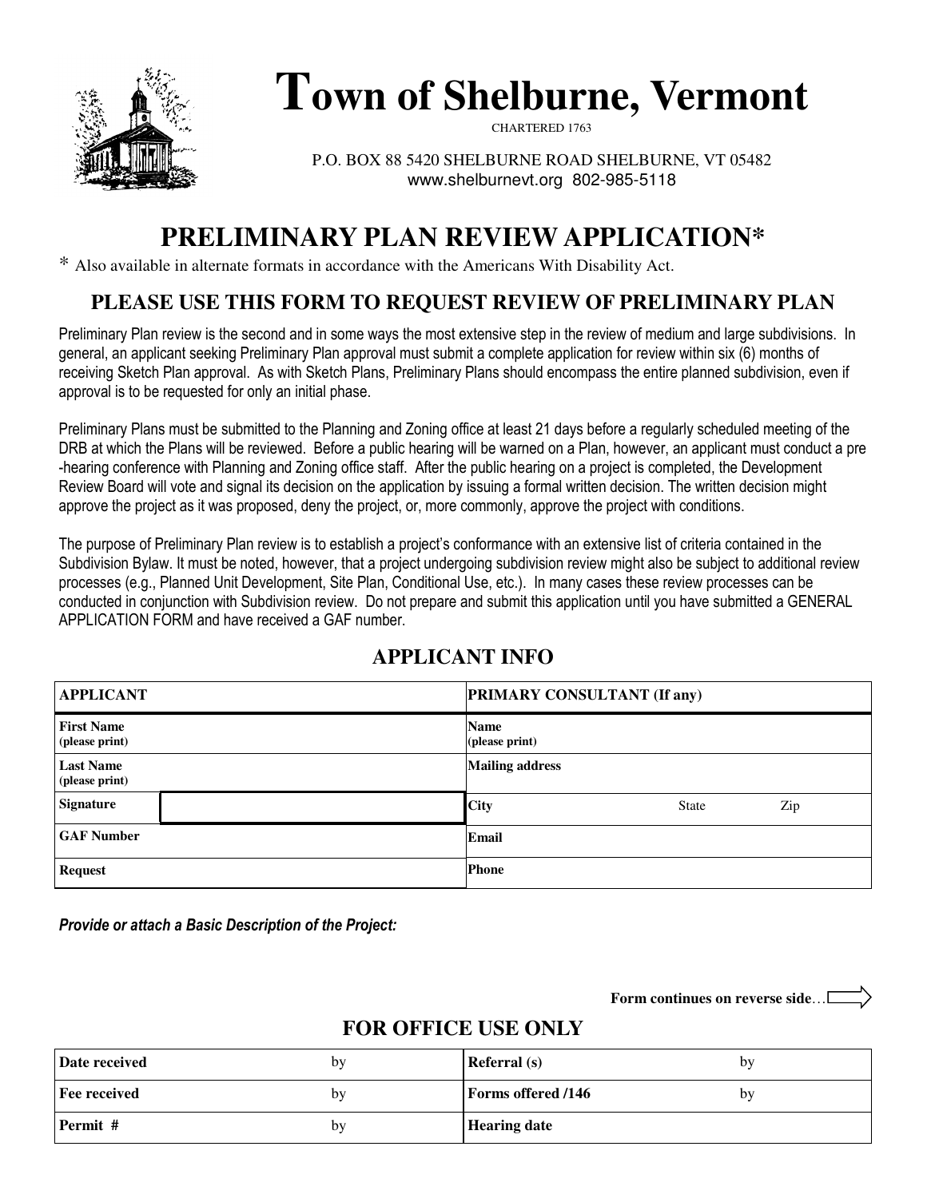# Town of Shelburne, Vermont

CHARTERED 1763

P.O. BOX 88 5420 SHELBURNE ROAD SHELBURNE, VT 05482
www.shelburnevt.org 802-985-5118

## PRELIMINARY PLAN REVIEW APPLICATION*

* Also available in alternate formats in accordance with the Americans With Disability Act.

### PLEASE USE THIS FORM TO REQUEST REVIEW OF PRELIMINARY PLAN

Preliminary Plan review is the second and in some ways the most extensive step in the review of medium and large subdivisions. In general, an applicant seeking Preliminary Plan approval must submit a complete application for review within six (6) months of receiving Sketch Plan approval. As with Sketch Plans, Preliminary Plans should encompass the entire planned subdivision, even if approval is to be requested for only an initial phase.

Preliminary Plans must be submitted to the Planning and Zoning office at least 21 days before a regularly scheduled meeting of the DRB at which the Plans will be reviewed. Before a public hearing will be warned on a Plan, however, an applicant must conduct a pre-hearing conference with Planning and Zoning office staff. After the public hearing on a project is completed, the Development Review Board will vote and signal its decision on the application by issuing a formal written decision. The written decision might approve the project as it was proposed, deny the project, or, more commonly, approve the project with conditions.

The purpose of Preliminary Plan review is to establish a project's conformance with an extensive list of criteria contained in the Subdivision Bylaw. It must be noted, however, that a project undergoing subdivision review might also be subject to additional review processes (e.g., Planned Unit Development, Site Plan, Conditional Use, etc.). In many cases these review processes can be conducted in conjunction with Subdivision review. Do not prepare and submit this application until you have submitted a GENERAL APPLICATION FORM and have received a GAF number.

### APPLICANT INFO

| APPLICANT | | PRIMARY CONSULTANT (If any) | | |
|---|---|---|---|---|
| First Name (please print) | | Name (please print) | | |
| Last Name (please print) | | Mailing address | | |
| Signature | | City | State | Zip |
| GAF Number | | Email | | |
| Request | | Phone | | |

***Provide or attach a Basic Description of the Project:***

**Form continues on reverse side**…

### FOR OFFICE USE ONLY

| Date received | by | Referral (s) | by |
|---|---|---|---|
| Fee received | by | Forms offered /146 | by |
| Permit # | by | Hearing date | |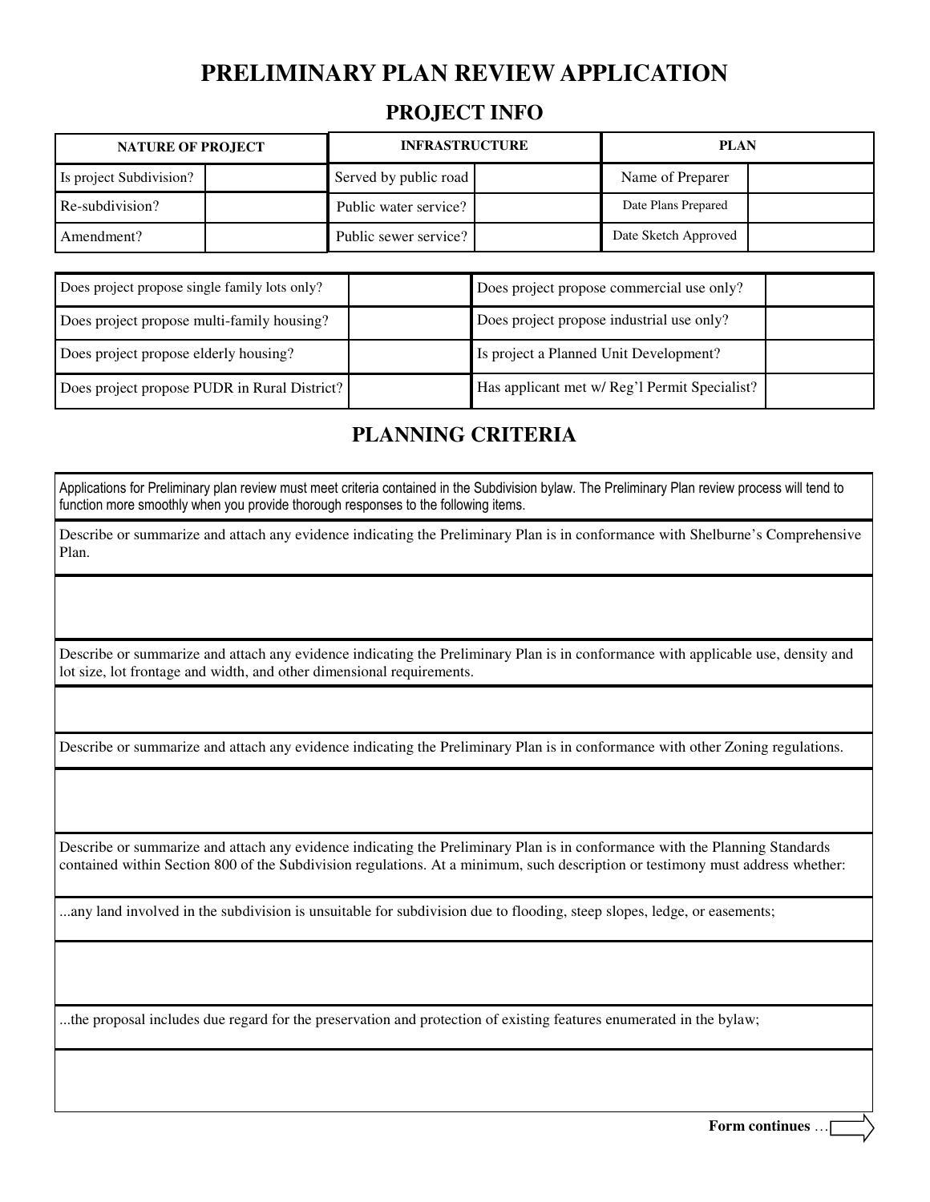# PRELIMINARY PLAN REVIEW APPLICATION

## PROJECT INFO

| NATURE OF PROJECT | | INFRASTRUCTURE | | PLAN | |
|---|---|---|---|---|---|
| Is project Subdivision? | | Served by public road | | Name of Preparer | |
| Re-subdivision? | | Public water service? | | Date Plans Prepared | |
| Amendment? | | Public sewer service? | | Date Sketch Approved | |

| | | | |
|---|---|---|---|
| Does project propose single family lots only? | | Does project propose commercial use only? | |
| Does project propose multi-family housing? | | Does project propose industrial use only? | |
| Does project propose elderly housing? | | Is project a Planned Unit Development? | |
| Does project propose PUDR in Rural District? | | Has applicant met w/ Reg'l Permit Specialist? | |

## PLANNING CRITERIA

Applications for Preliminary plan review must meet criteria contained in the Subdivision bylaw. The Preliminary Plan review process will tend to function more smoothly when you provide thorough responses to the following items.

Describe or summarize and attach any evidence indicating the Preliminary Plan is in conformance with Shelburne's Comprehensive Plan.

Describe or summarize and attach any evidence indicating the Preliminary Plan is in conformance with applicable use, density and lot size, lot frontage and width, and other dimensional requirements.

Describe or summarize and attach any evidence indicating the Preliminary Plan is in conformance with other Zoning regulations.

Describe or summarize and attach any evidence indicating the Preliminary Plan is in conformance with the Planning Standards contained within Section 800 of the Subdivision regulations. At a minimum, such description or testimony must address whether:

...any land involved in the subdivision is unsuitable for subdivision due to flooding, steep slopes, ledge, or easements;

...the proposal includes due regard for the preservation and protection of existing features enumerated in the bylaw;

**Form continues** …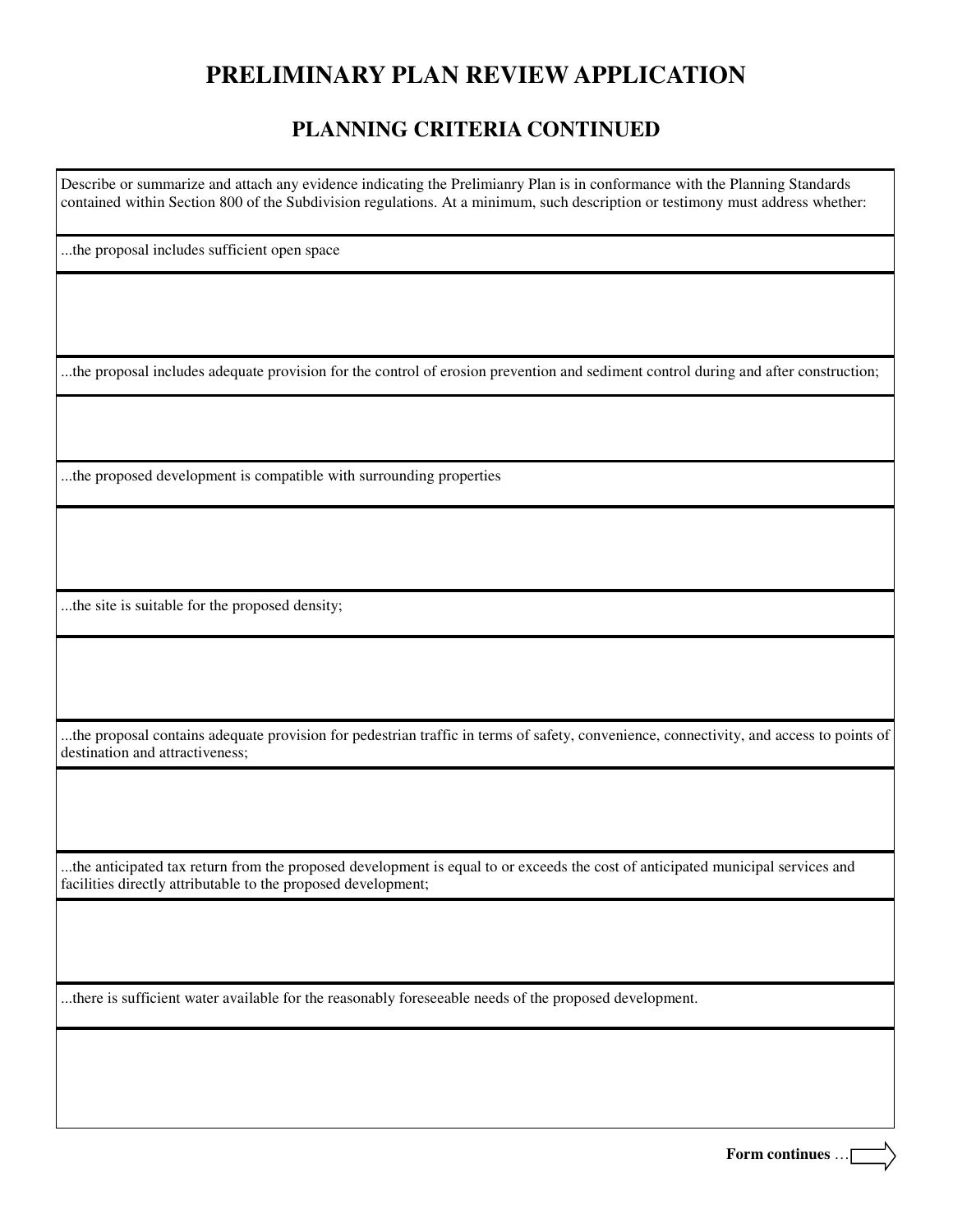# PRELIMINARY PLAN REVIEW APPLICATION

## PLANNING CRITERIA CONTINUED

Describe or summarize and attach any evidence indicating the Prelimianry Plan is in conformance with the Planning Standards contained within Section 800 of the Subdivision regulations. At a minimum, such description or testimony must address whether:

...the proposal includes sufficient open space

...the proposal includes adequate provision for the control of erosion prevention and sediment control during and after construction;

...the proposed development is compatible with surrounding properties

...the site is suitable for the proposed density;

...the proposal contains adequate provision for pedestrian traffic in terms of safety, convenience, connectivity, and access to points of destination and attractiveness;

...the anticipated tax return from the proposed development is equal to or exceeds the cost of anticipated municipal services and facilities directly attributable to the proposed development;

...there is sufficient water available for the reasonably foreseeable needs of the proposed development.

**Form continues** …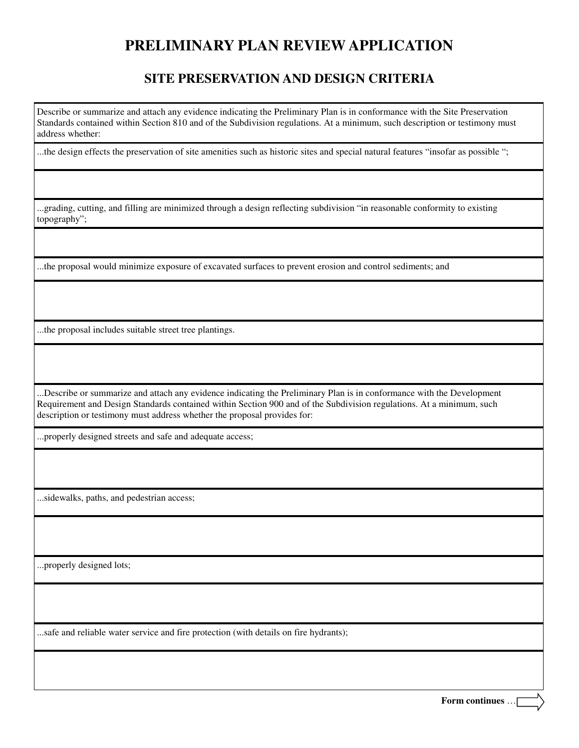# PRELIMINARY PLAN REVIEW APPLICATION

## SITE PRESERVATION AND DESIGN CRITERIA

Describe or summarize and attach any evidence indicating the Preliminary Plan is in conformance with the Site Preservation Standards contained within Section 810 and of the Subdivision regulations. At a minimum, such description or testimony must address whether:

...the design effects the preservation of site amenities such as historic sites and special natural features “insofar as possible “;

...grading, cutting, and filling are minimized through a design reflecting subdivision “in reasonable conformity to existing topography”;

...the proposal would minimize exposure of excavated surfaces to prevent erosion and control sediments; and

...the proposal includes suitable street tree plantings.

...Describe or summarize and attach any evidence indicating the Preliminary Plan is in conformance with the Development Requirement and Design Standards contained within Section 900 and of the Subdivision regulations. At a minimum, such description or testimony must address whether the proposal provides for:

...properly designed streets and safe and adequate access;

...sidewalks, paths, and pedestrian access;

...properly designed lots;

...safe and reliable water service and fire protection (with details on fire hydrants);

**Form continues** …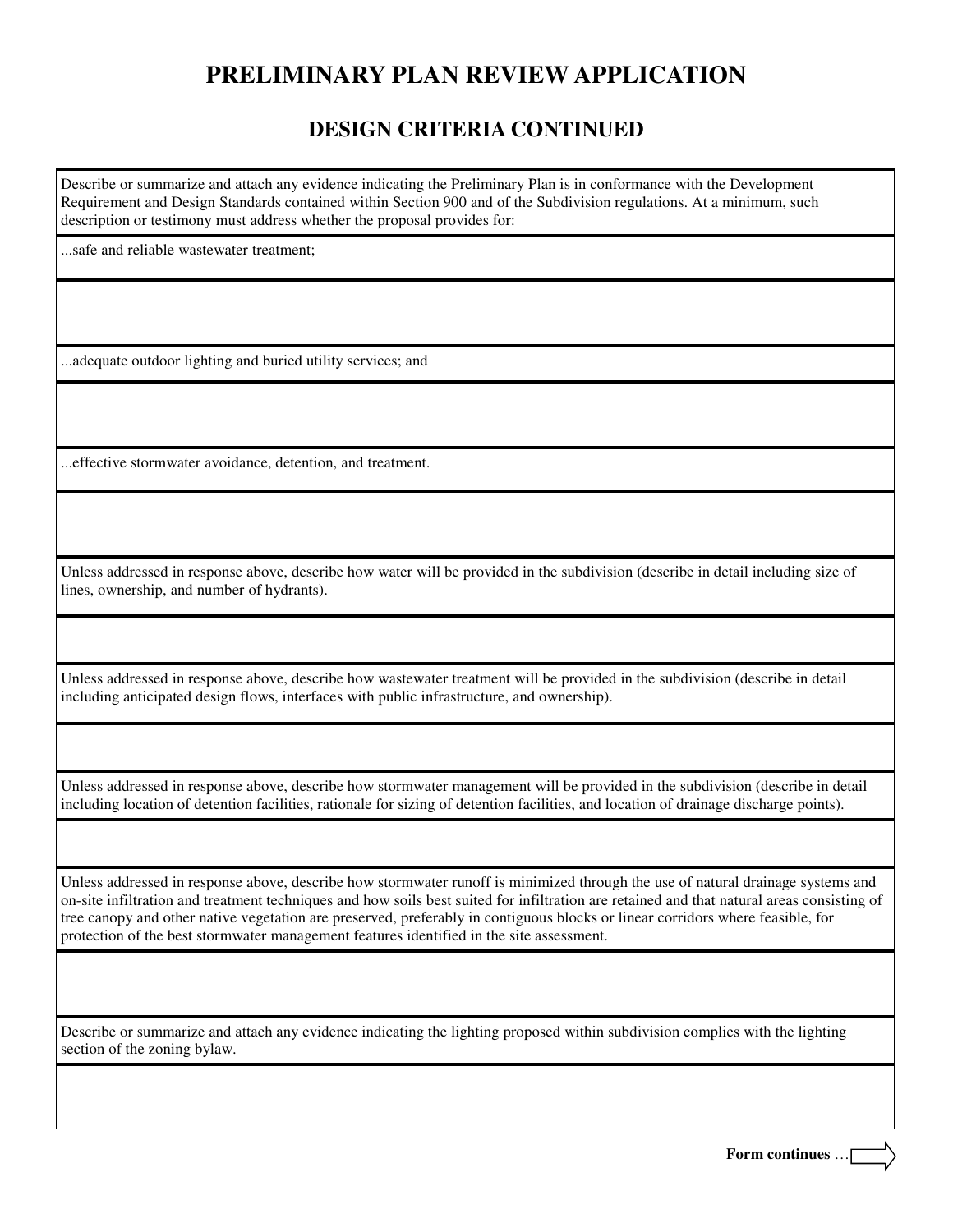# PRELIMINARY PLAN REVIEW APPLICATION

## DESIGN CRITERIA CONTINUED

Describe or summarize and attach any evidence indicating the Preliminary Plan is in conformance with the Development Requirement and Design Standards contained within Section 900 and of the Subdivision regulations. At a minimum, such description or testimony must address whether the proposal provides for:

...safe and reliable wastewater treatment;

...adequate outdoor lighting and buried utility services; and

...effective stormwater avoidance, detention, and treatment.

Unless addressed in response above, describe how water will be provided in the subdivision (describe in detail including size of lines, ownership, and number of hydrants).

Unless addressed in response above, describe how wastewater treatment will be provided in the subdivision (describe in detail including anticipated design flows, interfaces with public infrastructure, and ownership).

Unless addressed in response above, describe how stormwater management will be provided in the subdivision (describe in detail including location of detention facilities, rationale for sizing of detention facilities, and location of drainage discharge points).

Unless addressed in response above, describe how stormwater runoff is minimized through the use of natural drainage systems and on-site infiltration and treatment techniques and how soils best suited for infiltration are retained and that natural areas consisting of tree canopy and other native vegetation are preserved, preferably in contiguous blocks or linear corridors where feasible, for protection of the best stormwater management features identified in the site assessment.

Describe or summarize and attach any evidence indicating the lighting proposed within subdivision complies with the lighting section of the zoning bylaw.

**Form continues** …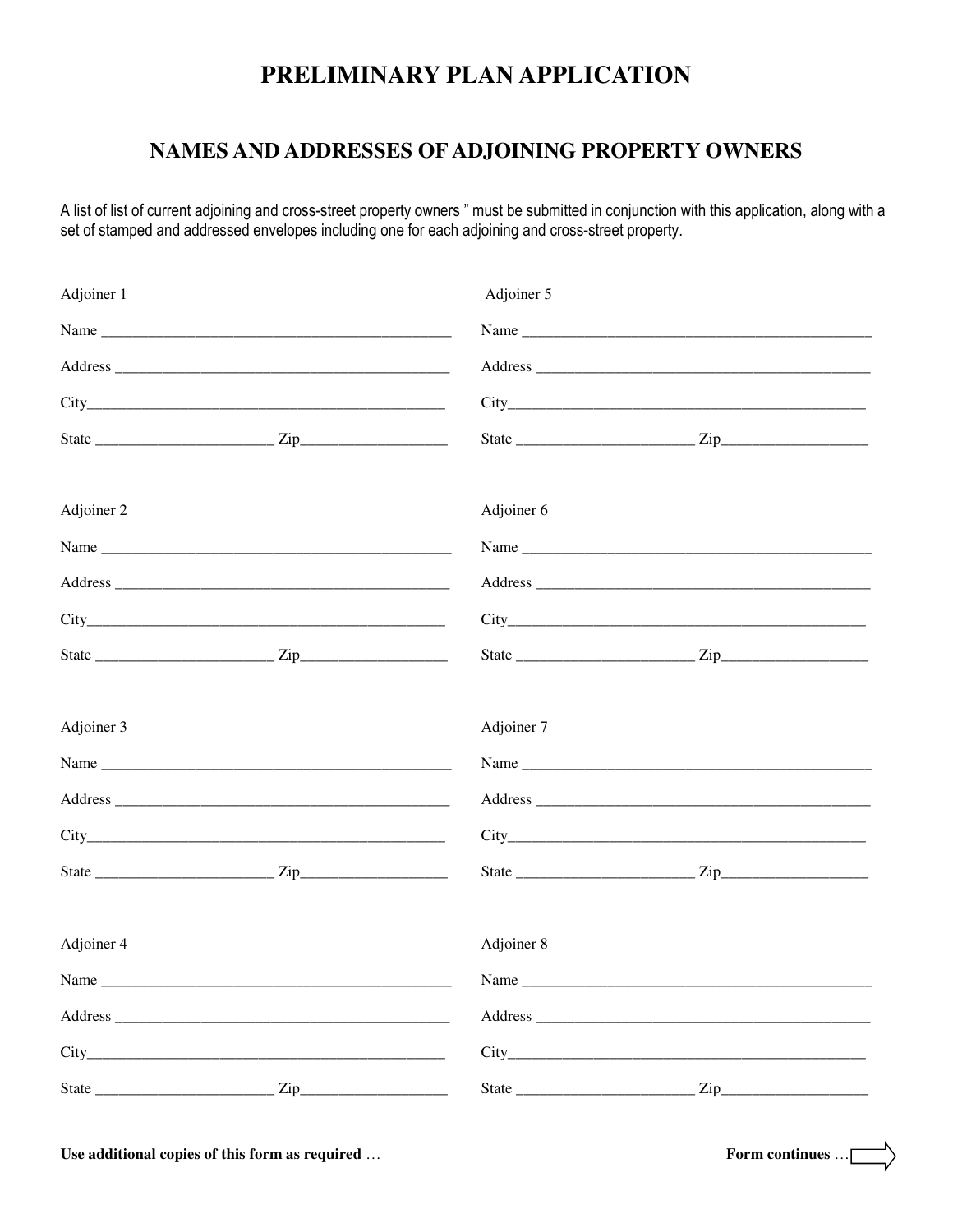# PRELIMINARY PLAN APPLICATION

## NAMES AND ADDRESSES OF ADJOINING PROPERTY OWNERS

A list of list of current adjoining and cross-street property owners " must be submitted in conjunction with this application, along with a set of stamped and addressed envelopes including one for each adjoining and cross-street property.

Adjoiner 1

Name _______________________________________________

Address _____________________________________________

City_________________________________________________

State ______________________ Zip___________________

Adjoiner 2

Name _______________________________________________

Address _____________________________________________

City_________________________________________________

State ______________________ Zip___________________

Adjoiner 3

Name _______________________________________________

Address _____________________________________________

City_________________________________________________

State ______________________ Zip___________________

Adjoiner 4

Name _______________________________________________

Address _____________________________________________

City_________________________________________________

State ______________________ Zip___________________

Adjoiner 5

Name _______________________________________________

Address _____________________________________________

City_________________________________________________

State ______________________ Zip___________________

Adjoiner 6

Name _______________________________________________

Address _____________________________________________

City_________________________________________________

State ______________________ Zip___________________

Adjoiner 7

Name _______________________________________________

Address _____________________________________________

City_________________________________________________

State ______________________ Zip___________________

Adjoiner 8

Name _______________________________________________

Address _____________________________________________

City_________________________________________________

State ______________________ Zip___________________

**Use additional copies of this form as required** …

**Form continues** …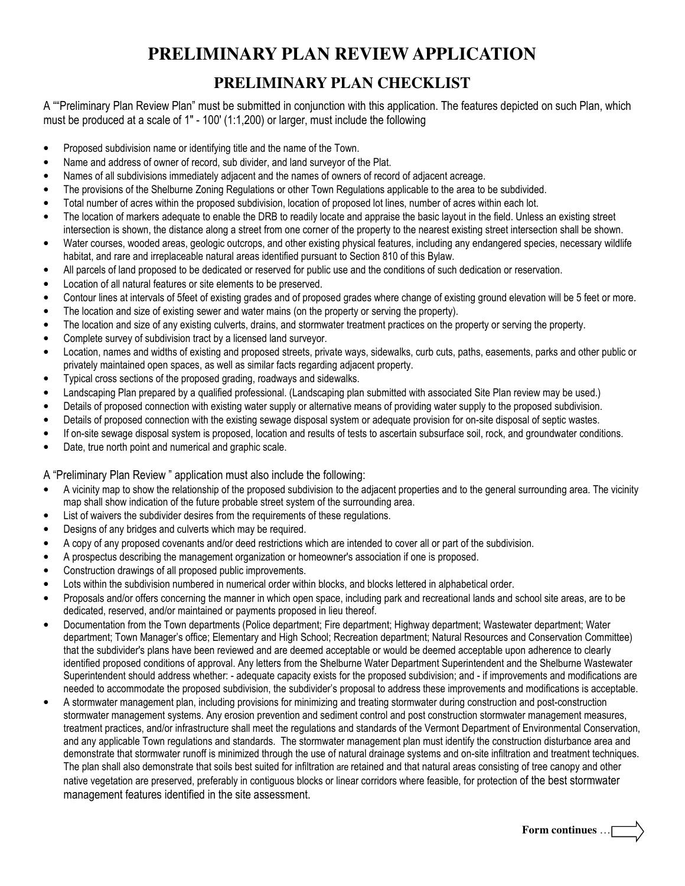# PRELIMINARY PLAN REVIEW APPLICATION

## PRELIMINARY PLAN CHECKLIST

A ""Preliminary Plan Review Plan" must be submitted in conjunction with this application. The features depicted on such Plan, which must be produced at a scale of 1" - 100' (1:1,200) or larger, must include the following

- Proposed subdivision name or identifying title and the name of the Town.
- Name and address of owner of record, sub divider, and land surveyor of the Plat.
- Names of all subdivisions immediately adjacent and the names of owners of record of adjacent acreage.
- The provisions of the Shelburne Zoning Regulations or other Town Regulations applicable to the area to be subdivided.
- Total number of acres within the proposed subdivision, location of proposed lot lines, number of acres within each lot.
- The location of markers adequate to enable the DRB to readily locate and appraise the basic layout in the field. Unless an existing street intersection is shown, the distance along a street from one corner of the property to the nearest existing street intersection shall be shown.
- Water courses, wooded areas, geologic outcrops, and other existing physical features, including any endangered species, necessary wildlife habitat, and rare and irreplaceable natural areas identified pursuant to Section 810 of this Bylaw.
- All parcels of land proposed to be dedicated or reserved for public use and the conditions of such dedication or reservation.
- Location of all natural features or site elements to be preserved.
- Contour lines at intervals of 5feet of existing grades and of proposed grades where change of existing ground elevation will be 5 feet or more.
- The location and size of existing sewer and water mains (on the property or serving the property).
- The location and size of any existing culverts, drains, and stormwater treatment practices on the property or serving the property.
- Complete survey of subdivision tract by a licensed land surveyor.
- Location, names and widths of existing and proposed streets, private ways, sidewalks, curb cuts, paths, easements, parks and other public or privately maintained open spaces, as well as similar facts regarding adjacent property.
- Typical cross sections of the proposed grading, roadways and sidewalks.
- Landscaping Plan prepared by a qualified professional. (Landscaping plan submitted with associated Site Plan review may be used.)
- Details of proposed connection with existing water supply or alternative means of providing water supply to the proposed subdivision.
- Details of proposed connection with the existing sewage disposal system or adequate provision for on-site disposal of septic wastes.
- If on-site sewage disposal system is proposed, location and results of tests to ascertain subsurface soil, rock, and groundwater conditions.
- Date, true north point and numerical and graphic scale.

A "Preliminary Plan Review " application must also include the following:

- A vicinity map to show the relationship of the proposed subdivision to the adjacent properties and to the general surrounding area. The vicinity map shall show indication of the future probable street system of the surrounding area.
- List of waivers the subdivider desires from the requirements of these regulations.
- Designs of any bridges and culverts which may be required.
- A copy of any proposed covenants and/or deed restrictions which are intended to cover all or part of the subdivision.
- A prospectus describing the management organization or homeowner's association if one is proposed.
- Construction drawings of all proposed public improvements.
- Lots within the subdivision numbered in numerical order within blocks, and blocks lettered in alphabetical order.
- Proposals and/or offers concerning the manner in which open space, including park and recreational lands and school site areas, are to be dedicated, reserved, and/or maintained or payments proposed in lieu thereof.
- Documentation from the Town departments (Police department; Fire department; Highway department; Wastewater department; Water department; Town Manager's office; Elementary and High School; Recreation department; Natural Resources and Conservation Committee) that the subdivider's plans have been reviewed and are deemed acceptable or would be deemed acceptable upon adherence to clearly identified proposed conditions of approval. Any letters from the Shelburne Water Department Superintendent and the Shelburne Wastewater Superintendent should address whether: - adequate capacity exists for the proposed subdivision; and - if improvements and modifications are needed to accommodate the proposed subdivision, the subdivider's proposal to address these improvements and modifications is acceptable.
- A stormwater management plan, including provisions for minimizing and treating stormwater during construction and post-construction stormwater management systems. Any erosion prevention and sediment control and post construction stormwater management measures, treatment practices, and/or infrastructure shall meet the regulations and standards of the Vermont Department of Environmental Conservation, and any applicable Town regulations and standards. The stormwater management plan must identify the construction disturbance area and demonstrate that stormwater runoff is minimized through the use of natural drainage systems and on-site infiltration and treatment techniques. The plan shall also demonstrate that soils best suited for infiltration are retained and that natural areas consisting of tree canopy and other native vegetation are preserved, preferably in contiguous blocks or linear corridors where feasible, for protection of the best stormwater management features identified in the site assessment.

**Form continues** …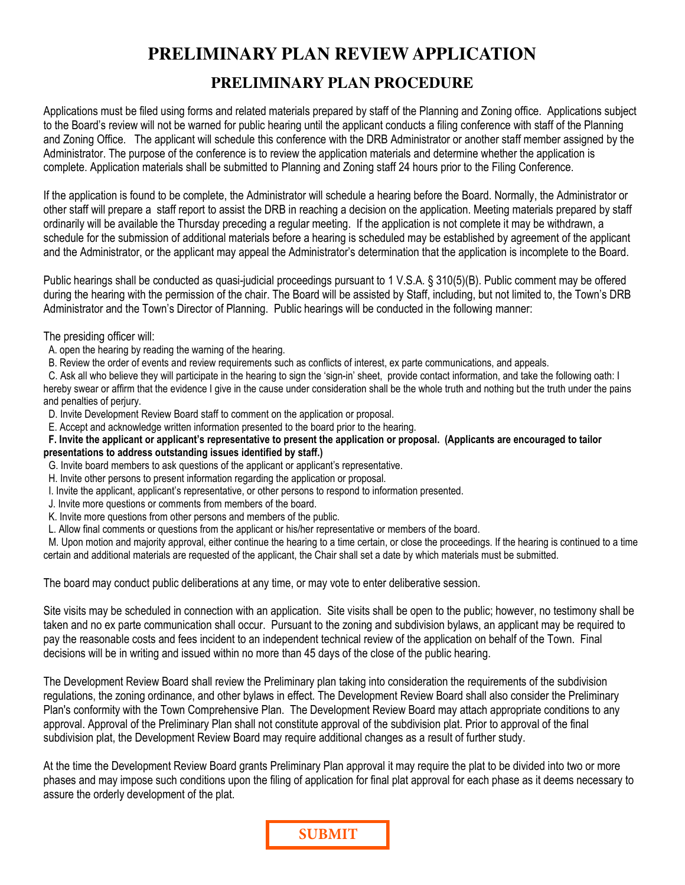# PRELIMINARY PLAN REVIEW APPLICATION

## PRELIMINARY PLAN PROCEDURE

Applications must be filed using forms and related materials prepared by staff of the Planning and Zoning office. Applications subject to the Board's review will not be warned for public hearing until the applicant conducts a filing conference with staff of the Planning and Zoning Office. The applicant will schedule this conference with the DRB Administrator or another staff member assigned by the Administrator. The purpose of the conference is to review the application materials and determine whether the application is complete. Application materials shall be submitted to Planning and Zoning staff 24 hours prior to the Filing Conference.

If the application is found to be complete, the Administrator will schedule a hearing before the Board. Normally, the Administrator or other staff will prepare a staff report to assist the DRB in reaching a decision on the application. Meeting materials prepared by staff ordinarily will be available the Thursday preceding a regular meeting. If the application is not complete it may be withdrawn, a schedule for the submission of additional materials before a hearing is scheduled may be established by agreement of the applicant and the Administrator, or the applicant may appeal the Administrator's determination that the application is incomplete to the Board.

Public hearings shall be conducted as quasi-judicial proceedings pursuant to 1 V.S.A. § 310(5)(B). Public comment may be offered during the hearing with the permission of the chair. The Board will be assisted by Staff, including, but not limited to, the Town's DRB Administrator and the Town's Director of Planning. Public hearings will be conducted in the following manner:

The presiding officer will:

A. open the hearing by reading the warning of the hearing.

B. Review the order of events and review requirements such as conflicts of interest, ex parte communications, and appeals.

C. Ask all who believe they will participate in the hearing to sign the 'sign-in' sheet, provide contact information, and take the following oath: I hereby swear or affirm that the evidence I give in the cause under consideration shall be the whole truth and nothing but the truth under the pains and penalties of perjury.

D. Invite Development Review Board staff to comment on the application or proposal.

E. Accept and acknowledge written information presented to the board prior to the hearing.

**F. Invite the applicant or applicant's representative to present the application or proposal. (Applicants are encouraged to tailor presentations to address outstanding issues identified by staff.)**

G. Invite board members to ask questions of the applicant or applicant's representative.

H. Invite other persons to present information regarding the application or proposal.

I. Invite the applicant, applicant's representative, or other persons to respond to information presented.

J. Invite more questions or comments from members of the board.

K. Invite more questions from other persons and members of the public.

L. Allow final comments or questions from the applicant or his/her representative or members of the board.

M. Upon motion and majority approval, either continue the hearing to a time certain, or close the proceedings. If the hearing is continued to a time certain and additional materials are requested of the applicant, the Chair shall set a date by which materials must be submitted.

The board may conduct public deliberations at any time, or may vote to enter deliberative session.

Site visits may be scheduled in connection with an application. Site visits shall be open to the public; however, no testimony shall be taken and no ex parte communication shall occur. Pursuant to the zoning and subdivision bylaws, an applicant may be required to pay the reasonable costs and fees incident to an independent technical review of the application on behalf of the Town. Final decisions will be in writing and issued within no more than 45 days of the close of the public hearing.

The Development Review Board shall review the Preliminary plan taking into consideration the requirements of the subdivision regulations, the zoning ordinance, and other bylaws in effect. The Development Review Board shall also consider the Preliminary Plan's conformity with the Town Comprehensive Plan. The Development Review Board may attach appropriate conditions to any approval. Approval of the Preliminary Plan shall not constitute approval of the subdivision plat. Prior to approval of the final subdivision plat, the Development Review Board may require additional changes as a result of further study.

At the time the Development Review Board grants Preliminary Plan approval it may require the plat to be divided into two or more phases and may impose such conditions upon the filing of application for final plat approval for each phase as it deems necessary to assure the orderly development of the plat.

SUBMIT